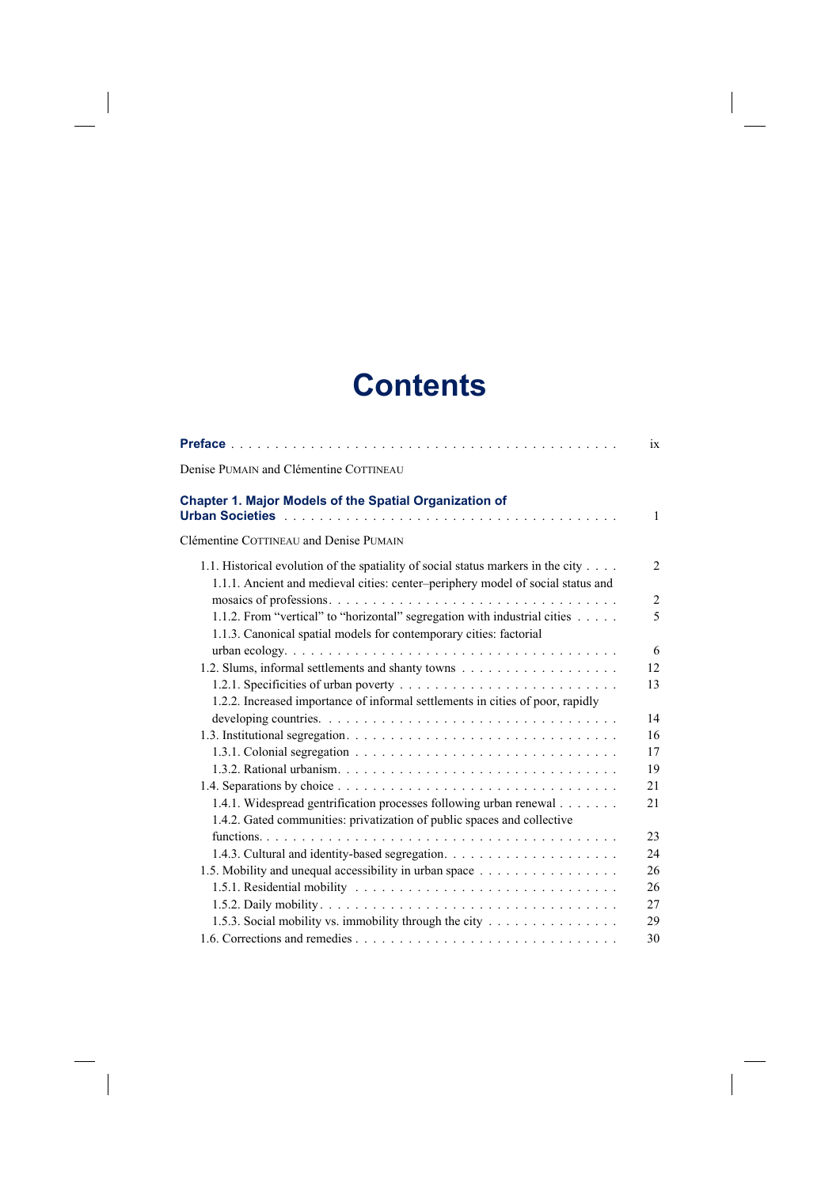# Contents

**Preface** . . . . . . . . . . . . . . . . . . . . . . . . . . . . . . . . . . . . . . . . . . . . ix

Denise PUMAIN and Clémentine COTTINEAU

**Chapter 1. Major Models of the Spatial Organization of Urban Societies** . . . . . . . . . . . . . . . . . . . . . . . . . . . . . . . . . . . . 1

Clémentine COTTINEAU and Denise PUMAIN

1.1. Historical evolution of the spatiality of social status markers in the city . . . . 2
 1.1.1. Ancient and medieval cities: center–periphery model of social status and mosaics of professions. . . . . . . . . . . . . . . . . . . . . . . . . . . . . . . . . 2
 1.1.2. From "vertical" to "horizontal" segregation with industrial cities . . . . . 5
 1.1.3. Canonical spatial models for contemporary cities: factorial urban ecology. . . . . . . . . . . . . . . . . . . . . . . . . . . . . . . . . . . . . 6
1.2. Slums, informal settlements and shanty towns . . . . . . . . . . . . . . . . . . 12
 1.2.1. Specificities of urban poverty . . . . . . . . . . . . . . . . . . . . . . . . 13
 1.2.2. Increased importance of informal settlements in cities of poor, rapidly developing countries. . . . . . . . . . . . . . . . . . . . . . . . . . . . . . . . . 14
1.3. Institutional segregation. . . . . . . . . . . . . . . . . . . . . . . . . . . . . . 16
 1.3.1. Colonial segregation . . . . . . . . . . . . . . . . . . . . . . . . . . . . . 17
 1.3.2. Rational urbanism. . . . . . . . . . . . . . . . . . . . . . . . . . . . . . . 19
1.4. Separations by choice . . . . . . . . . . . . . . . . . . . . . . . . . . . . . . . 21
 1.4.1. Widespread gentrification processes following urban renewal . . . . . . . 21
 1.4.2. Gated communities: privatization of public spaces and collective functions. . . . . . . . . . . . . . . . . . . . . . . . . . . . . . . . . . . . . . . 23
 1.4.3. Cultural and identity-based segregation. . . . . . . . . . . . . . . . . . . . 24
1.5. Mobility and unequal accessibility in urban space . . . . . . . . . . . . . . . . 26
 1.5.1. Residential mobility . . . . . . . . . . . . . . . . . . . . . . . . . . . . . 26
 1.5.2. Daily mobility. . . . . . . . . . . . . . . . . . . . . . . . . . . . . . . . . 27
 1.5.3. Social mobility vs. immobility through the city . . . . . . . . . . . . . . . 29
1.6. Corrections and remedies . . . . . . . . . . . . . . . . . . . . . . . . . . . . . 30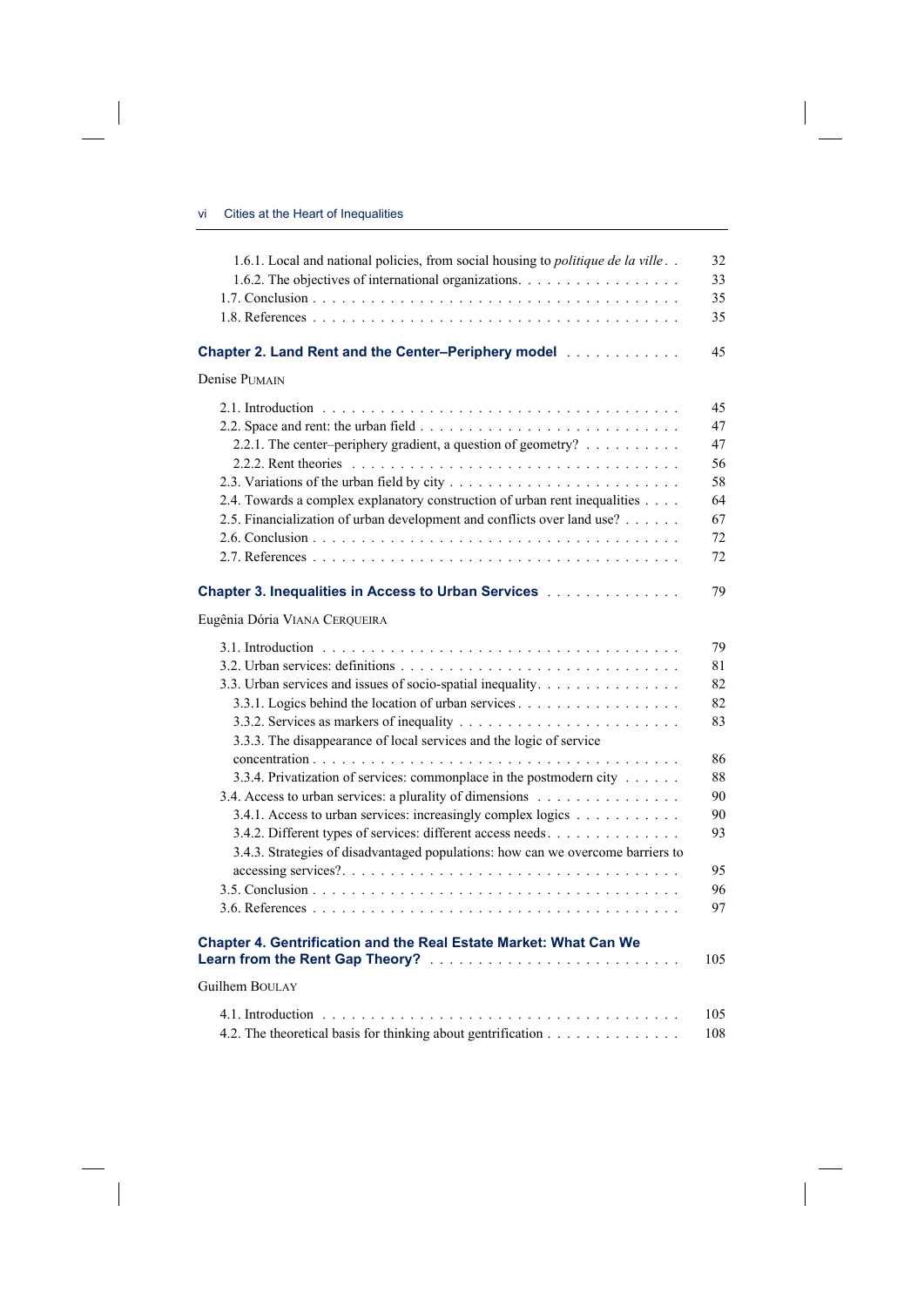1.6.1. Local and national policies, from social housing to *politique de la ville* . . 32
1.6.2. The objectives of international organizations . . . . . 33
1.7. Conclusion . . . . . 35
1.8. References . . . . . 35

**Chapter 2. Land Rent and the Center–Periphery model** . . . . . 45

Denise PUMAIN

2.1. Introduction . . . . . 45
2.2. Space and rent: the urban field . . . . . 47
2.2.1. The center–periphery gradient, a question of geometry? . . . . . 47
2.2.2. Rent theories . . . . . 56
2.3. Variations of the urban field by city . . . . . 58
2.4. Towards a complex explanatory construction of urban rent inequalities . . . . . 64
2.5. Financialization of urban development and conflicts over land use? . . . . . 67
2.6. Conclusion . . . . . 72
2.7. References . . . . . 72

**Chapter 3. Inequalities in Access to Urban Services** . . . . . 79

Eugênia Dória VIANA CERQUEIRA

3.1. Introduction . . . . . 79
3.2. Urban services: definitions . . . . . 81
3.3. Urban services and issues of socio-spatial inequality . . . . . 82
3.3.1. Logics behind the location of urban services . . . . . 82
3.3.2. Services as markers of inequality . . . . . 83
3.3.3. The disappearance of local services and the logic of service concentration . . . . . 86
3.3.4. Privatization of services: commonplace in the postmodern city . . . . . 88
3.4. Access to urban services: a plurality of dimensions . . . . . 90
3.4.1. Access to urban services: increasingly complex logics . . . . . 90
3.4.2. Different types of services: different access needs . . . . . 93
3.4.3. Strategies of disadvantaged populations: how can we overcome barriers to accessing services? . . . . . 95
3.5. Conclusion . . . . . 96
3.6. References . . . . . 97

**Chapter 4. Gentrification and the Real Estate Market: What Can We Learn from the Rent Gap Theory?** . . . . . 105

Guilhem BOULAY

4.1. Introduction . . . . . 105
4.2. The theoretical basis for thinking about gentrification . . . . . 108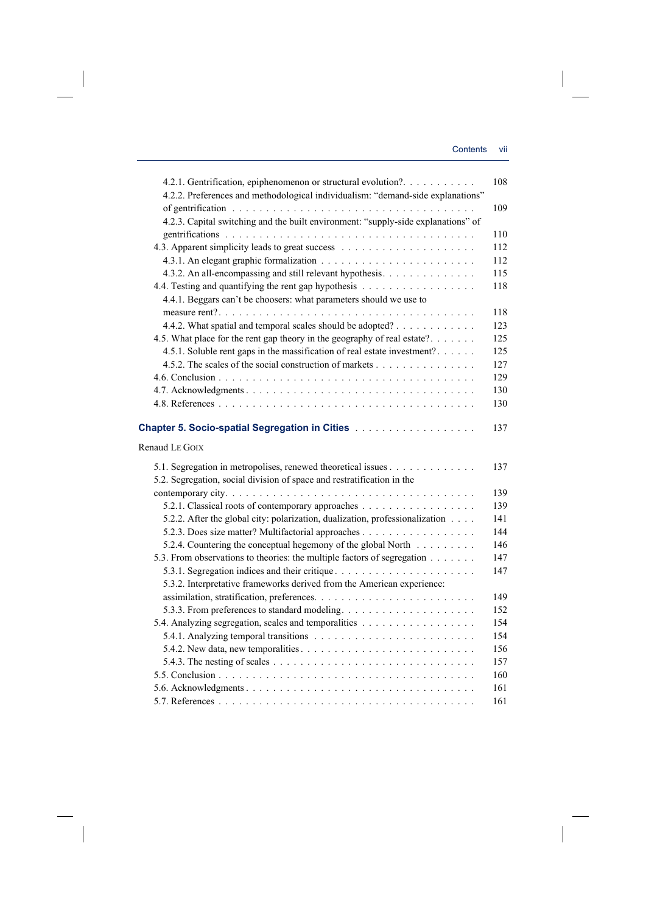4.2.1. Gentrification, epiphenomenon or structural evolution? . . . . . . . . . . 108

4.2.2. Preferences and methodological individualism: "demand-side explanations" of gentrification . . . . . . . . . . 109

4.2.3. Capital switching and the built environment: "supply-side explanations" of gentrifications . . . . . . . . . . 110

4.3. Apparent simplicity leads to great success . . . . . . . . . . 112

4.3.1. An elegant graphic formalization . . . . . . . . . . 112

4.3.2. An all-encompassing and still relevant hypothesis . . . . . . . . . . 115

4.4. Testing and quantifying the rent gap hypothesis . . . . . . . . . . 118

4.4.1. Beggars can't be choosers: what parameters should we use to measure rent? . . . . . . . . . . 118

4.4.2. What spatial and temporal scales should be adopted? . . . . . . . . . . 123

4.5. What place for the rent gap theory in the geography of real estate? . . . . . . . . . . 125

4.5.1. Soluble rent gaps in the massification of real estate investment? . . . . . . . . . . 125

4.5.2. The scales of the social construction of markets . . . . . . . . . . 127

4.6. Conclusion . . . . . . . . . . 129

4.7. Acknowledgments . . . . . . . . . . 130

4.8. References . . . . . . . . . . 130

**Chapter 5. Socio-spatial Segregation in Cities** . . . . . . . . . . 137

Renaud Le Goix

5.1. Segregation in metropolises, renewed theoretical issues . . . . . . . . . . 137

5.2. Segregation, social division of space and restratification in the contemporary city . . . . . . . . . . 139

5.2.1. Classical roots of contemporary approaches . . . . . . . . . . 139

5.2.2. After the global city: polarization, dualization, professionalization . . . . . . . . . . 141

5.2.3. Does size matter? Multifactorial approaches . . . . . . . . . . 144

5.2.4. Countering the conceptual hegemony of the global North . . . . . . . . . . 146

5.3. From observations to theories: the multiple factors of segregation . . . . . . . . . . 147

5.3.1. Segregation indices and their critique . . . . . . . . . . 147

5.3.2. Interpretative frameworks derived from the American experience: assimilation, stratification, preferences . . . . . . . . . . 149

5.3.3. From preferences to standard modeling . . . . . . . . . . 152

5.4. Analyzing segregation, scales and temporalities . . . . . . . . . . 154

5.4.1. Analyzing temporal transitions . . . . . . . . . . 154

5.4.2. New data, new temporalities . . . . . . . . . . 156

5.4.3. The nesting of scales . . . . . . . . . . 157

5.5. Conclusion . . . . . . . . . . 160

5.6. Acknowledgments . . . . . . . . . . 161

5.7. References . . . . . . . . . . 161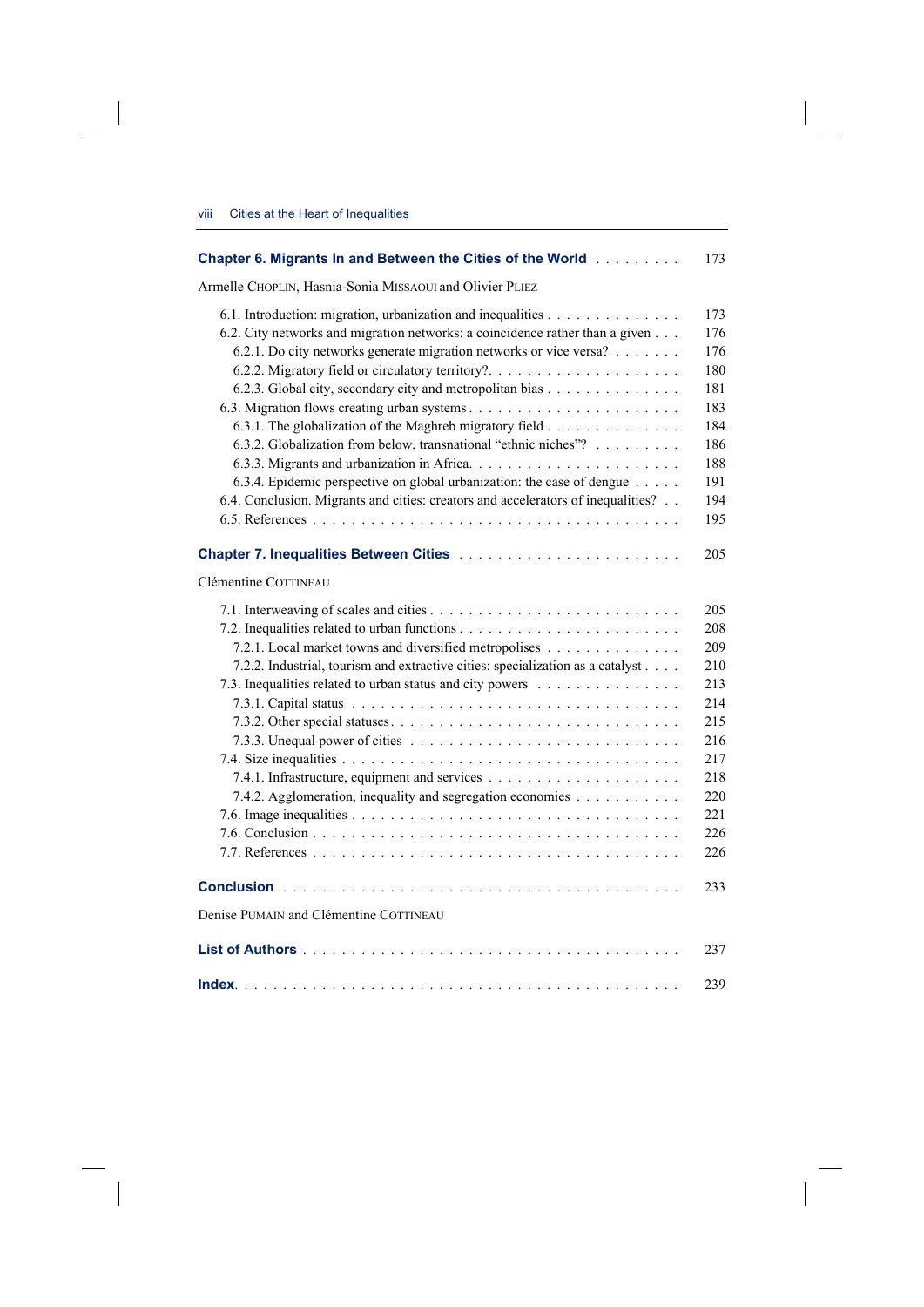**Chapter 6. Migrants In and Between the Cities of the World** . . . . . . . . . 173

Armelle CHOPLIN, Hasnia-Sonia MISSAOUI and Olivier PLIEZ

6.1. Introduction: migration, urbanization and inequalities . . . . . . . . . . . . . . 173
6.2. City networks and migration networks: a coincidence rather than a given . . . 176
6.2.1. Do city networks generate migration networks or vice versa? . . . . . . . 176
6.2.2. Migratory field or circulatory territory?. . . . . . . . . . . . . . . . . . . . 180
6.2.3. Global city, secondary city and metropolitan bias . . . . . . . . . . . . . 181
6.3. Migration flows creating urban systems . . . . . . . . . . . . . . . . . . . . . . 183
6.3.1. The globalization of the Maghreb migratory field . . . . . . . . . . . . . . 184
6.3.2. Globalization from below, transnational "ethnic niches"? . . . . . . . . . 186
6.3.3. Migrants and urbanization in Africa. . . . . . . . . . . . . . . . . . . . . . 188
6.3.4. Epidemic perspective on global urbanization: the case of dengue . . . . . 191
6.4. Conclusion. Migrants and cities: creators and accelerators of inequalities? . . 194
6.5. References . . . . . . . . . . . . . . . . . . . . . . . . . . . . . . . . . . . . 195

**Chapter 7. Inequalities Between Cities** . . . . . . . . . . . . . . . . . . . . . . . 205

Clémentine COTTINEAU

7.1. Interweaving of scales and cities . . . . . . . . . . . . . . . . . . . . . . . . . 205
7.2. Inequalities related to urban functions . . . . . . . . . . . . . . . . . . . . . . 208
7.2.1. Local market towns and diversified metropolises . . . . . . . . . . . . . . 209
7.2.2. Industrial, tourism and extractive cities: specialization as a catalyst . . . . 210
7.3. Inequalities related to urban status and city powers . . . . . . . . . . . . . . . 213
7.3.1. Capital status . . . . . . . . . . . . . . . . . . . . . . . . . . . . . . . . . 214
7.3.2. Other special statuses. . . . . . . . . . . . . . . . . . . . . . . . . . . . . 215
7.3.3. Unequal power of cities . . . . . . . . . . . . . . . . . . . . . . . . . . . 216
7.4. Size inequalities . . . . . . . . . . . . . . . . . . . . . . . . . . . . . . . . . . 217
7.4.1. Infrastructure, equipment and services . . . . . . . . . . . . . . . . . . . 218
7.4.2. Agglomeration, inequality and segregation economies . . . . . . . . . . . 220
7.6. Image inequalities . . . . . . . . . . . . . . . . . . . . . . . . . . . . . . . . . 221
7.6. Conclusion . . . . . . . . . . . . . . . . . . . . . . . . . . . . . . . . . . . . 226
7.7. References . . . . . . . . . . . . . . . . . . . . . . . . . . . . . . . . . . . . 226

**Conclusion** . . . . . . . . . . . . . . . . . . . . . . . . . . . . . . . . . . . . . . 233

Denise PUMAIN and Clémentine COTTINEAU

**List of Authors** . . . . . . . . . . . . . . . . . . . . . . . . . . . . . . . . . . . . 237

**Index**. . . . . . . . . . . . . . . . . . . . . . . . . . . . . . . . . . . . . . . . . 239